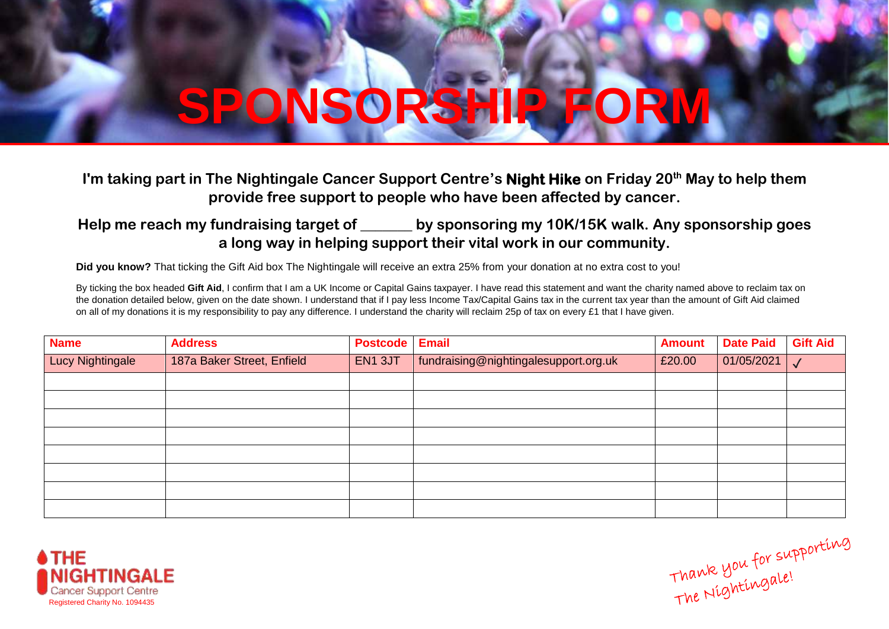# SPONSORSHIP FORM

**I'm taking part in The Nightingale Cancer Support Centre's Night Hike on Friday 20th May to help them provide free support to people who have been affected by cancer.**

**Help me reach my fundraising target of _______ by sponsoring my 10K/15K walk. Any sponsorship goes a long way in helping support their vital work in our community.**

**Did you know?** That ticking the Gift Aid box The Nightingale will receive an extra 25% from your donation at no extra cost to you!

By ticking the box headed **Gift Aid**, I confirm that I am a UK Income or Capital Gains taxpayer. I have read this statement and want the charity named above to reclaim tax on the donation detailed below, given on the date shown. I understand that if I pay less Income Tax/Capital Gains tax in the current tax year than the amount of Gift Aid claimed on all of my donations it is my responsibility to pay any difference. I understand the charity will reclaim 25p of tax on every £1 that I have given.

| Name | Address | Postcode | Email | Amount | Date Paid | Gift Aid |
|---|---|---|---|---|---|---|
| Lucy Nightingale | 187a Baker Street, Enfield | EN1 3JT | fundraising@nightingalesupport.org.uk | £20.00 | 01/05/2021 | ✓ |
| | | | | | | |
| | | | | | | |
| | | | | | | |
| | | | | | | |
| | | | | | | |
| | | | | | | |
| | | | | | | |
| | | | | | | |

**THE NIGHTINGALE**
Cancer Support Centre
Registered Charity No. 1094435

Thank you for supporting The Nightingale!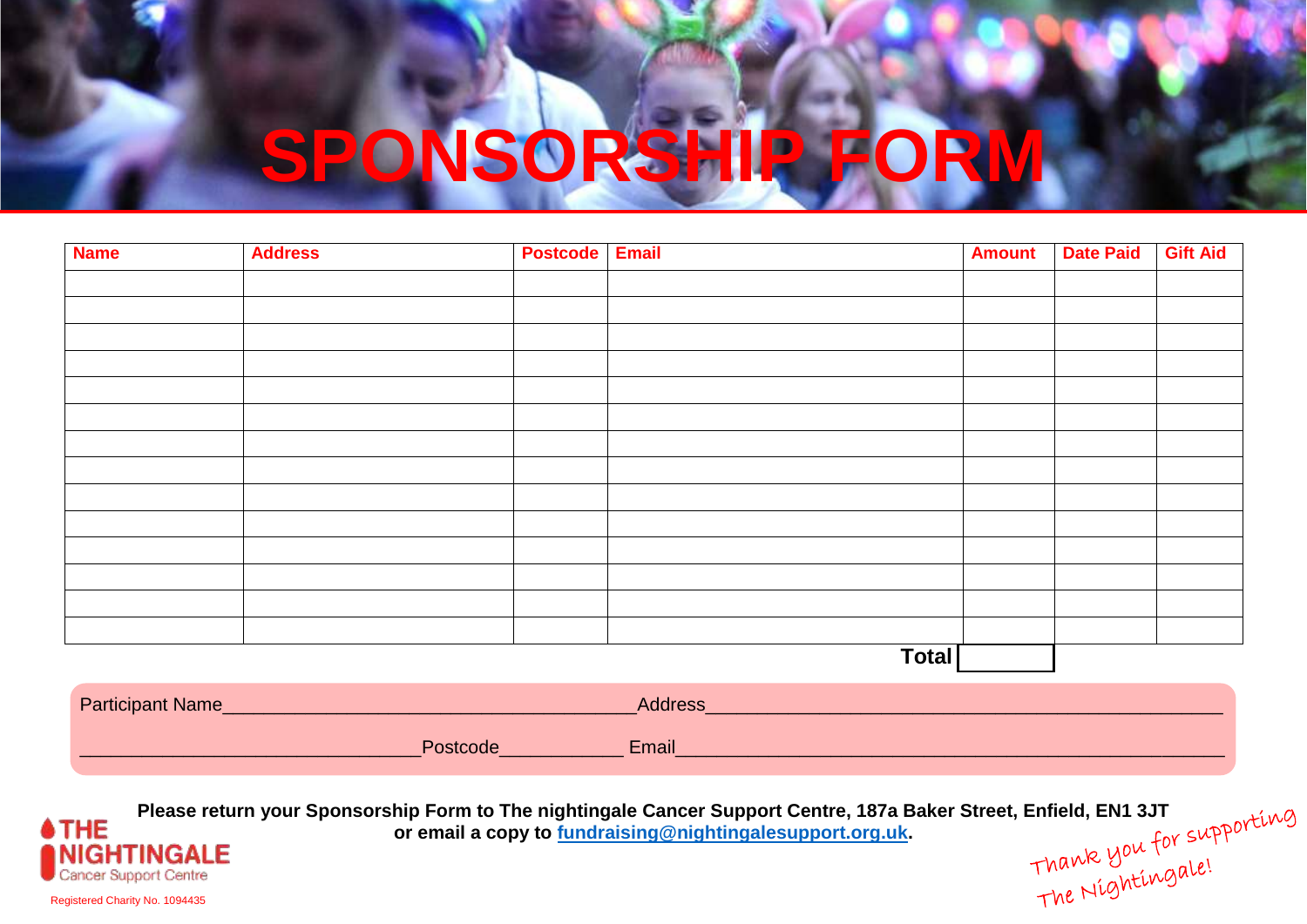# SPONSORSHIP FORM

| Name | Address | Postcode | Email | Amount | Date Paid | Gift Aid |
|---|---|---|---|---|---|---|
| | | | | | | |
| | | | | | | |
| | | | | | | |
| | | | | | | |
| | | | | | | |
| | | | | | | |
| | | | | | | |
| | | | | | | |
| | | | | | | |
| | | | | | | |
| | | | | | | |
| | | | | | | |
| | | | | | | |
| | | | | | | |
| | | | **Total** | | | |

Participant Name________________________________________Address__________________________________________________

_________________________________Postcode____________ Email_____________________________________________________

**Please return your Sponsorship Form to The nightingale Cancer Support Centre, 187a Baker Street, Enfield, EN1 3JT or email a copy to fundraising@nightingalesupport.org.uk.**

THE NIGHTINGALE Cancer Support Centre

Registered Charity No. 1094435

*Thank you for supporting The Nightingale!*